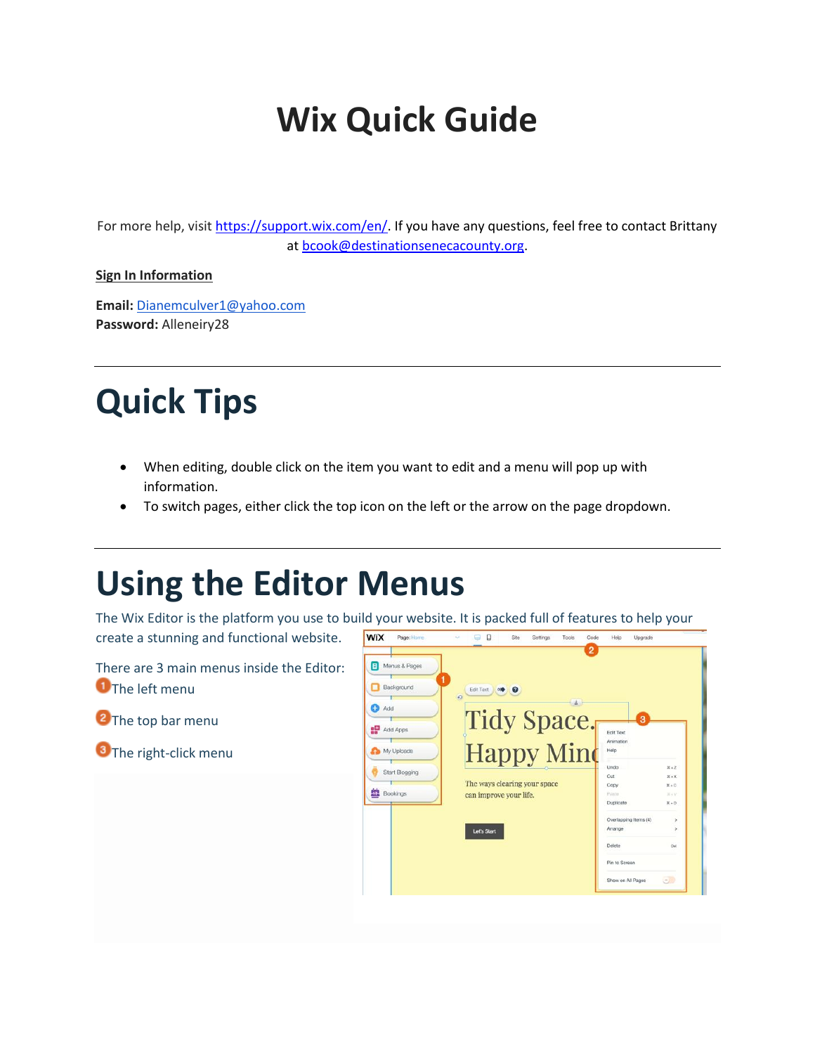# Wix Quick Guide

For more help, visit https://support.wix.com/en/. If you have any questions, feel free to contact Brittany at bcook@destinationsenecacounty.org.

**Sign In Information**

**Email:** Dianemculver1@yahoo.com
**Password:** Alleneiry28

---

# Quick Tips

- When editing, double click on the item you want to edit and a menu will pop up with information.
- To switch pages, either click the top icon on the left or the arrow on the page dropdown.

---

# Using the Editor Menus

The Wix Editor is the platform you use to build your website. It is packed full of features to help your create a stunning and functional website.

There are 3 main menus inside the Editor:

1. The left menu
2. The top bar menu
3. The right-click menu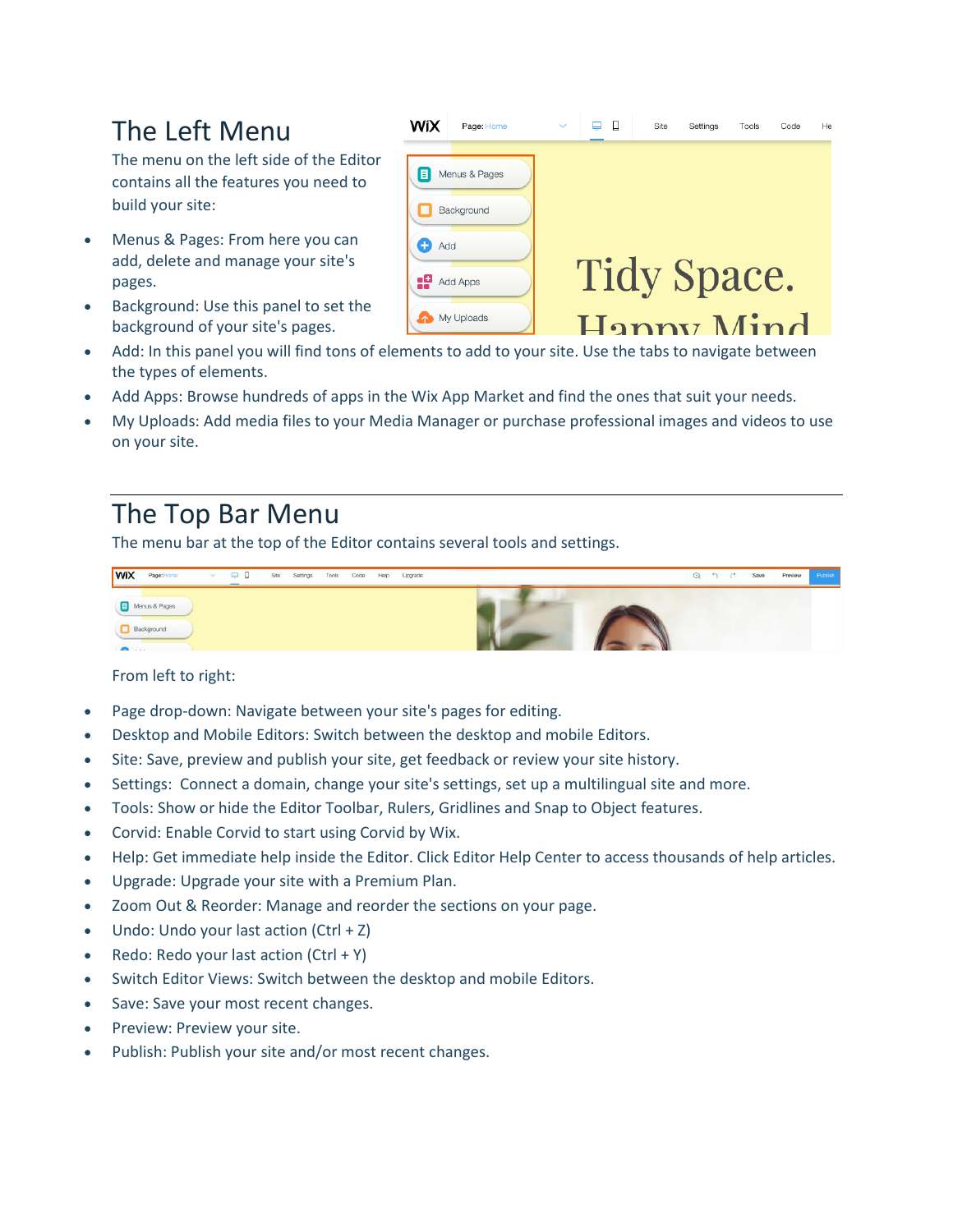## The Left Menu

The menu on the left side of the Editor contains all the features you need to build your site:

- Menus & Pages: From here you can add, delete and manage your site's pages.
- Background: Use this panel to set the background of your site's pages.
- Add: In this panel you will find tons of elements to add to your site. Use the tabs to navigate between the types of elements.
- Add Apps: Browse hundreds of apps in the Wix App Market and find the ones that suit your needs.
- My Uploads: Add media files to your Media Manager or purchase professional images and videos to use on your site.

---

## The Top Bar Menu

The menu bar at the top of the Editor contains several tools and settings.

From left to right:

- Page drop-down: Navigate between your site's pages for editing.
- Desktop and Mobile Editors: Switch between the desktop and mobile Editors.
- Site: Save, preview and publish your site, get feedback or review your site history.
- Settings: Connect a domain, change your site's settings, set up a multilingual site and more.
- Tools: Show or hide the Editor Toolbar, Rulers, Gridlines and Snap to Object features.
- Corvid: Enable Corvid to start using Corvid by Wix.
- Help: Get immediate help inside the Editor. Click Editor Help Center to access thousands of help articles.
- Upgrade: Upgrade your site with a Premium Plan.
- Zoom Out & Reorder: Manage and reorder the sections on your page.
- Undo: Undo your last action (Ctrl + Z)
- Redo: Redo your last action (Ctrl + Y)
- Switch Editor Views: Switch between the desktop and mobile Editors.
- Save: Save your most recent changes.
- Preview: Preview your site.
- Publish: Publish your site and/or most recent changes.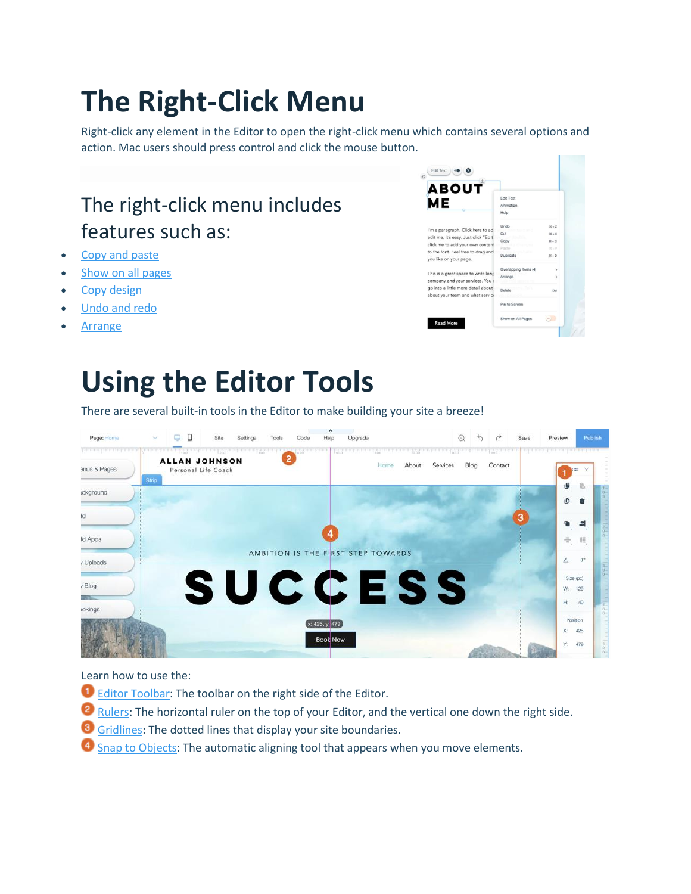# The Right-Click Menu

Right-click any element in the Editor to open the right-click menu which contains several options and action. Mac users should press control and click the mouse button.

## The right-click menu includes features such as:

- Copy and paste
- Show on all pages
- Copy design
- Undo and redo
- Arrange

# Using the Editor Tools

There are several built-in tools in the Editor to make building your site a breeze!

Learn how to use the:

1. Editor Toolbar: The toolbar on the right side of the Editor.
2. Rulers: The horizontal ruler on the top of your Editor, and the vertical one down the right side.
3. Gridlines: The dotted lines that display your site boundaries.
4. Snap to Objects: The automatic aligning tool that appears when you move elements.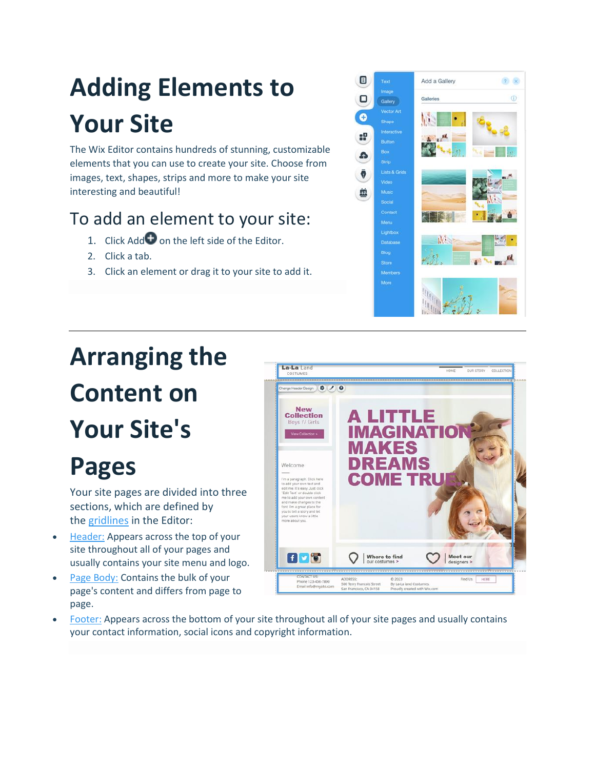# Adding Elements to Your Site

The Wix Editor contains hundreds of stunning, customizable elements that you can use to create your site. Choose from images, text, shapes, strips and more to make your site interesting and beautiful!

## To add an element to your site:

1. Click Add on the left side of the Editor.
2. Click a tab.
3. Click an element or drag it to your site to add it.

---

# Arranging the Content on Your Site's Pages

Your site pages are divided into three sections, which are defined by the gridlines in the Editor:

- Header: Appears across the top of your site throughout all of your pages and usually contains your site menu and logo.
- Page Body: Contains the bulk of your page's content and differs from page to page.
- Footer: Appears across the bottom of your site throughout all of your site pages and usually contains your contact information, social icons and copyright information.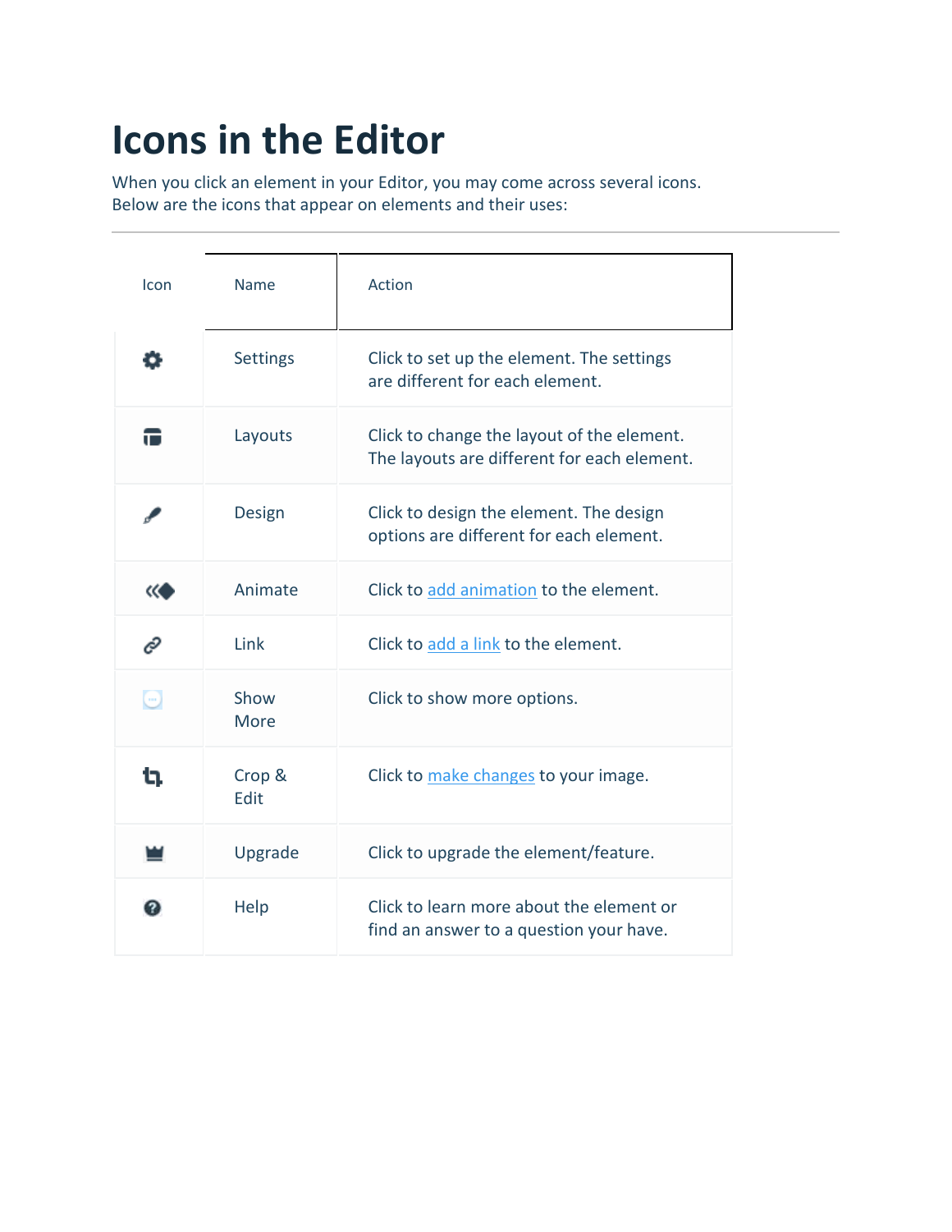# Icons in the Editor

When you click an element in your Editor, you may come across several icons.
Below are the icons that appear on elements and their uses:

---

| Icon | Name | Action |
|---|---|---|
| | Settings | Click to set up the element. The settings are different for each element. |
| | Layouts | Click to change the layout of the element. The layouts are different for each element. |
| | Design | Click to design the element. The design options are different for each element. |
| | Animate | Click to add animation to the element. |
| | Link | Click to add a link to the element. |
| | Show More | Click to show more options. |
| | Crop & Edit | Click to make changes to your image. |
| | Upgrade | Click to upgrade the element/feature. |
| | Help | Click to learn more about the element or find an answer to a question your have. |